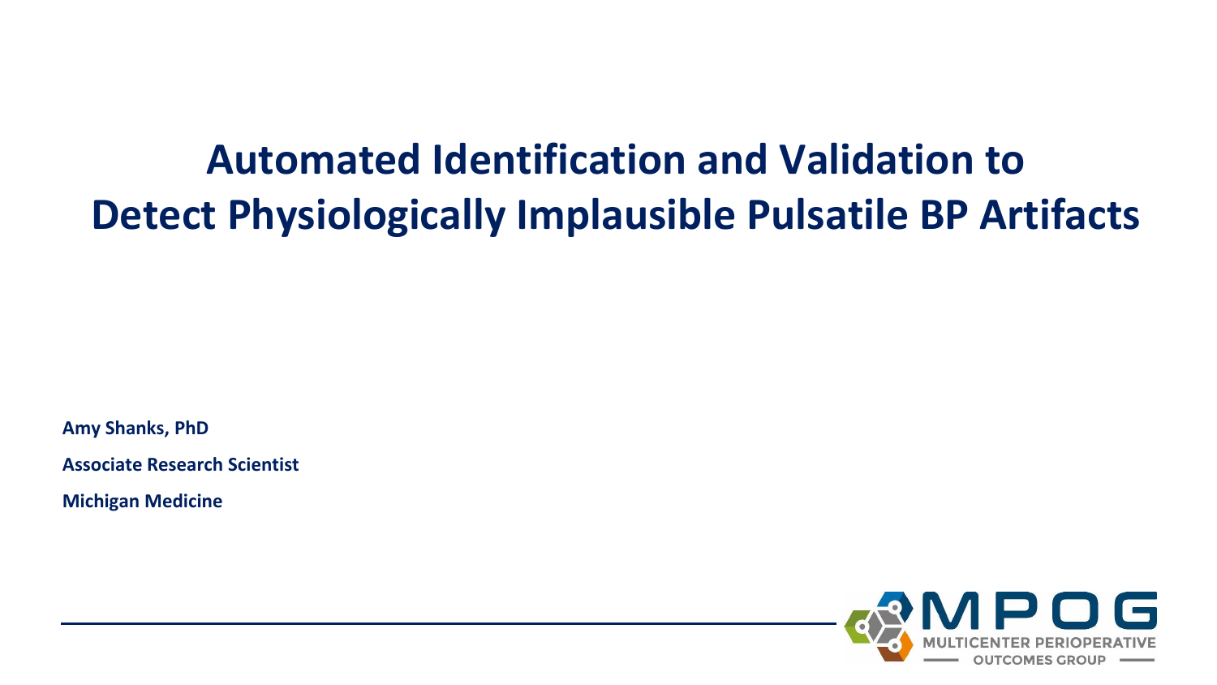# Automated Identification and Validation to Detect Physiologically Implausible Pulsatile BP Artifacts

**Amy Shanks, PhD**

**Associate Research Scientist**

**Michigan Medicine**

MPOG
MULTICENTER PERIOPERATIVE OUTCOMES GROUP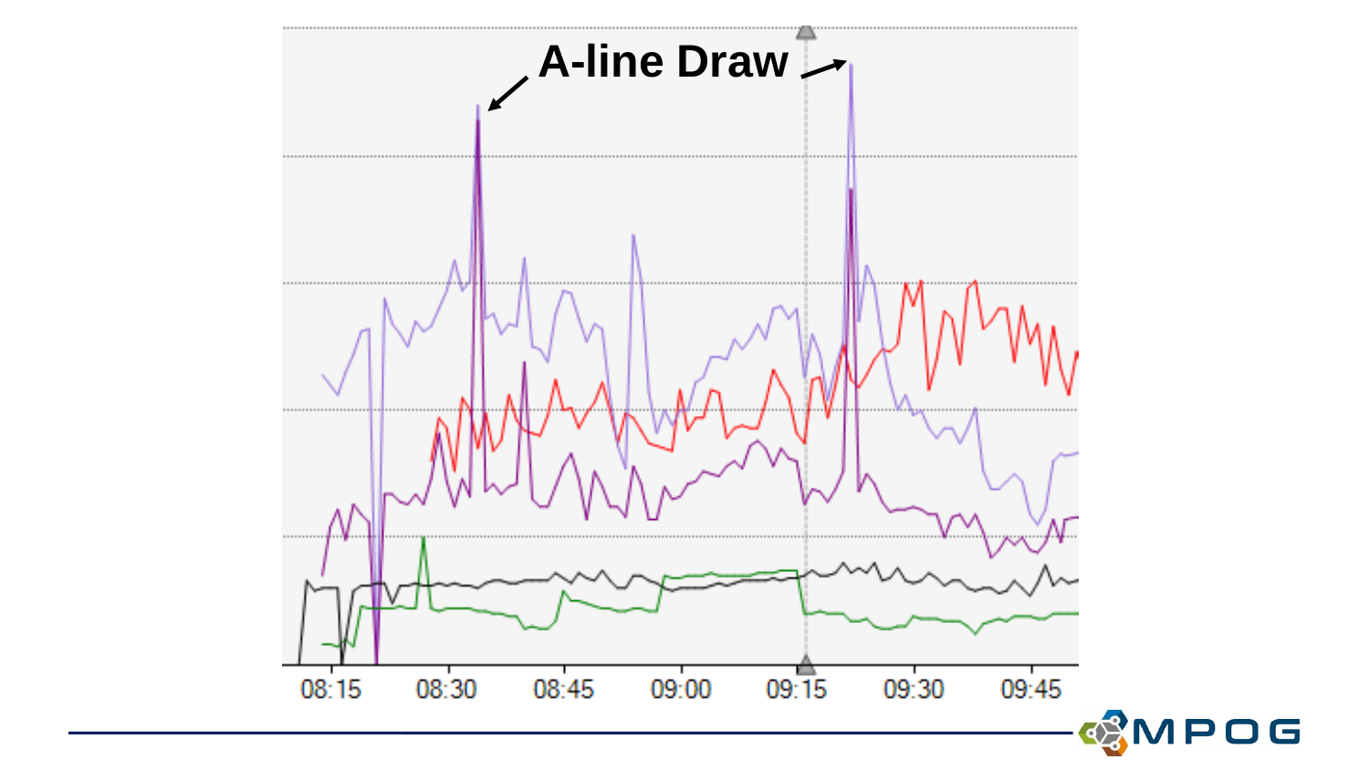A-line Draw

08:15 08:30 08:45 09:00 09:15 09:30 09:45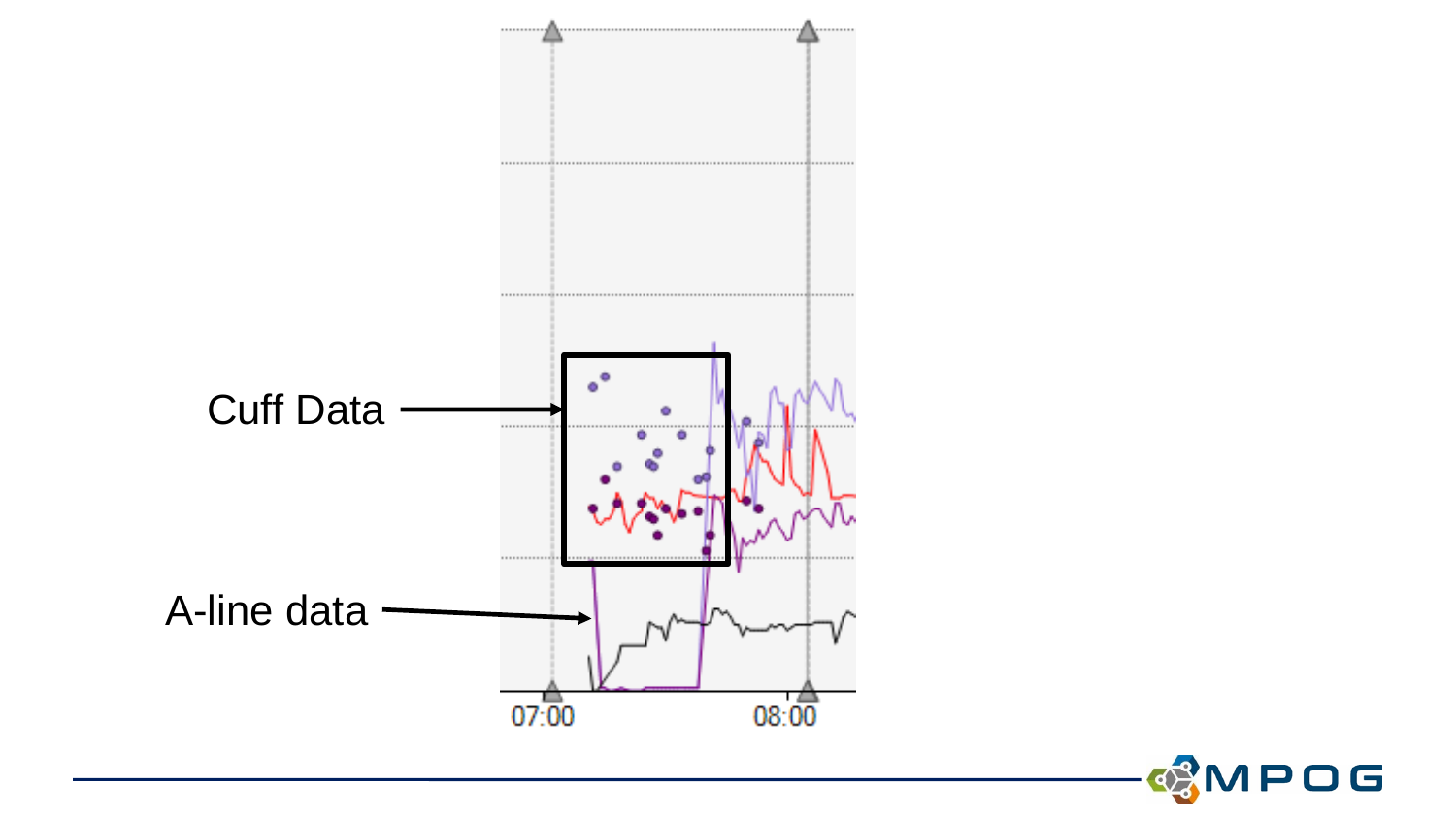Cuff Data

A-line data

07:00

08:00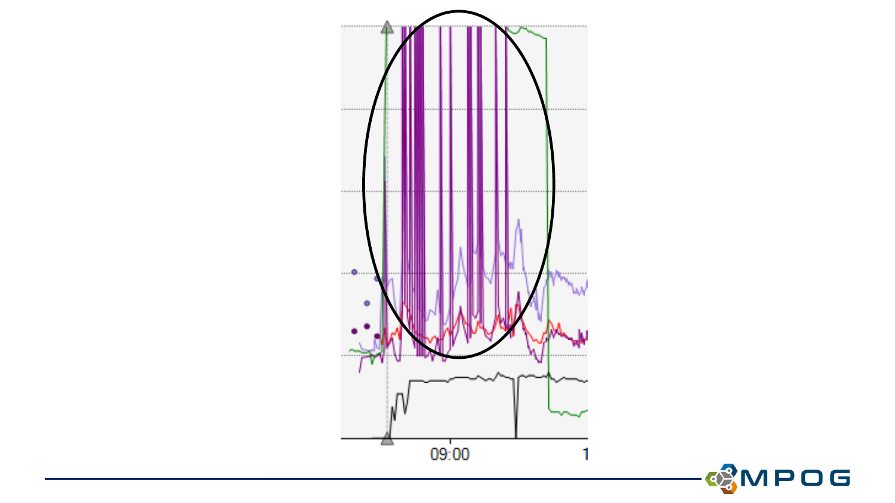09:00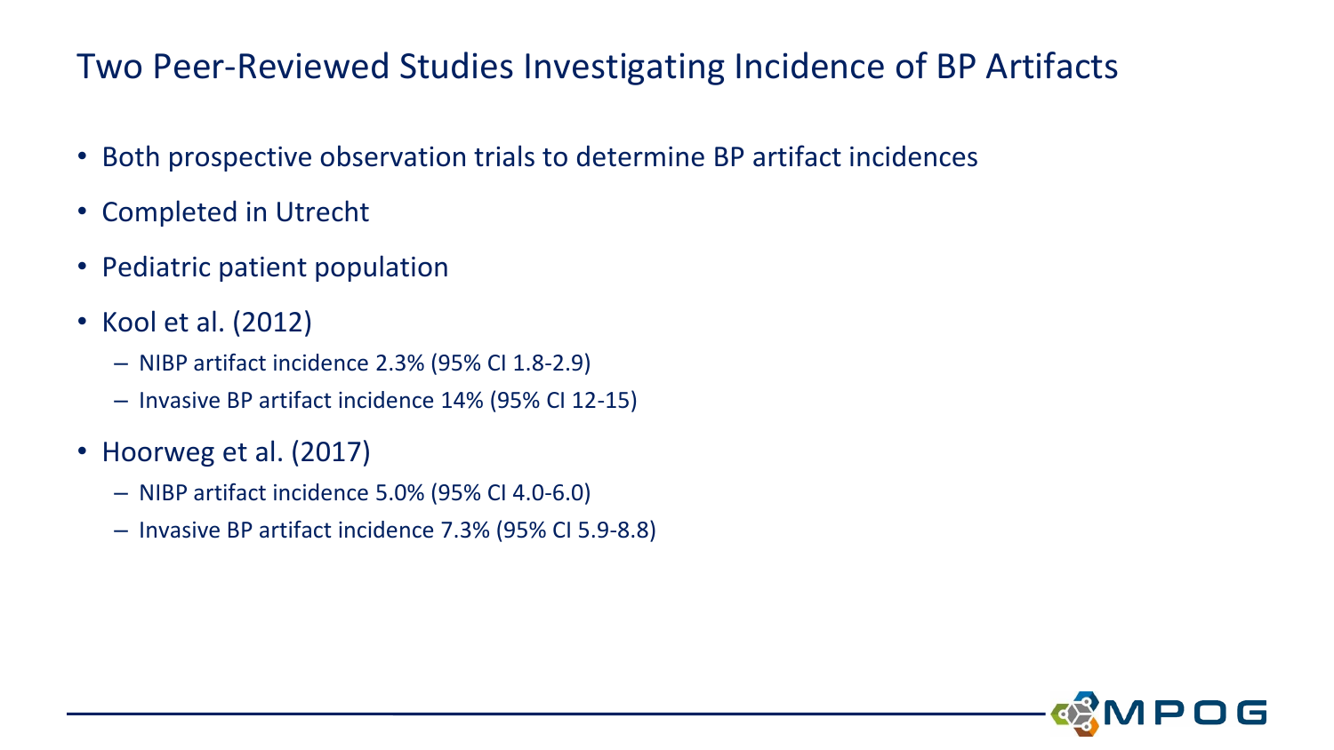# Two Peer-Reviewed Studies Investigating Incidence of BP Artifacts

- Both prospective observation trials to determine BP artifact incidences
- Completed in Utrecht
- Pediatric patient population
- Kool et al. (2012)
  - NIBP artifact incidence 2.3% (95% CI 1.8-2.9)
  - Invasive BP artifact incidence 14% (95% CI 12-15)
- Hoorweg et al. (2017)
  - NIBP artifact incidence 5.0% (95% CI 4.0-6.0)
  - Invasive BP artifact incidence 7.3% (95% CI 5.9-8.8)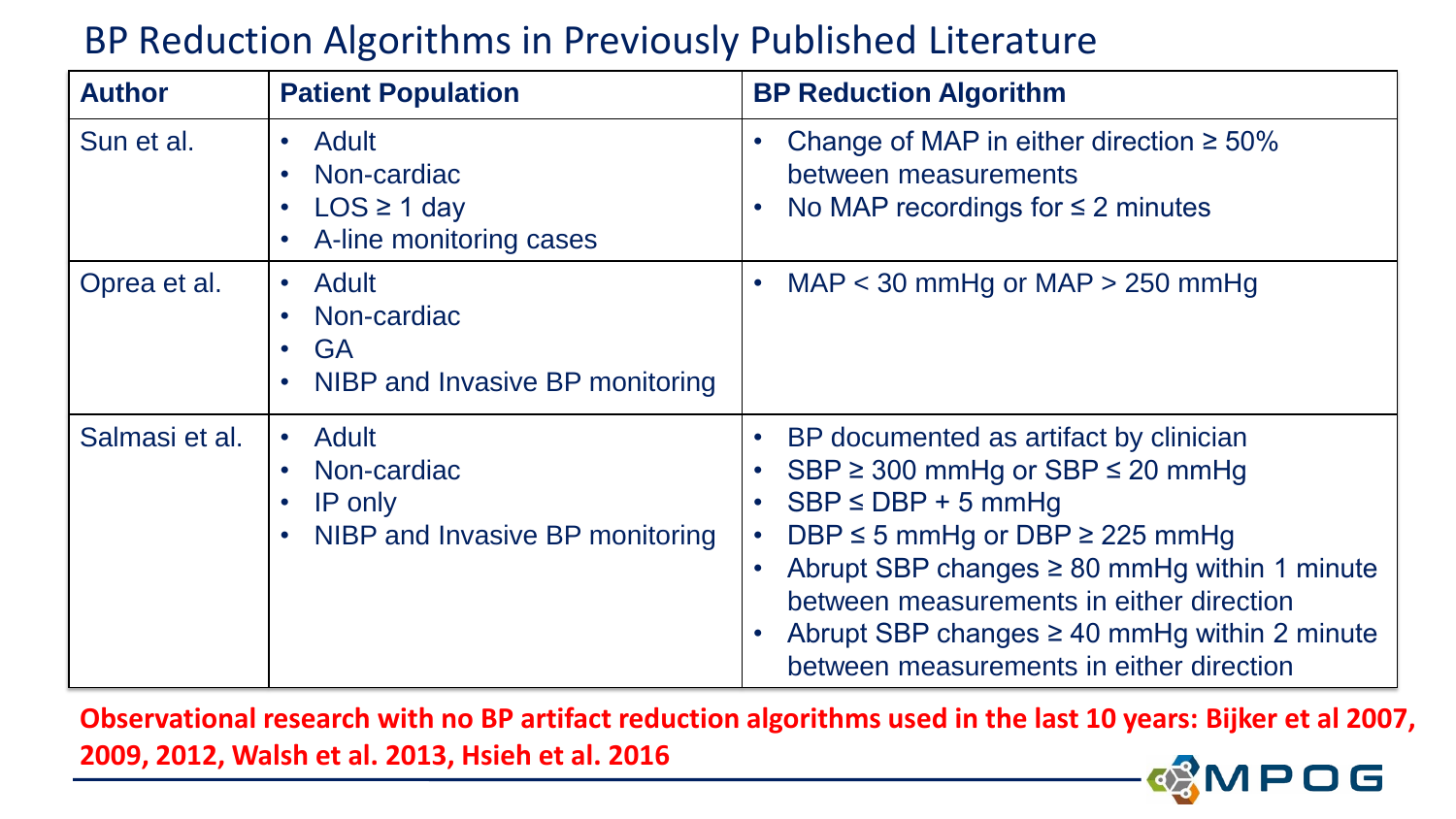# BP Reduction Algorithms in Previously Published Literature

| Author | Patient Population | BP Reduction Algorithm |
|---|---|---|
| Sun et al. | • Adult<br>• Non-cardiac<br>• LOS ≥ 1 day<br>• A-line monitoring cases | • Change of MAP in either direction ≥ 50% between measurements<br>• No MAP recordings for ≤ 2 minutes |
| Oprea et al. | • Adult<br>• Non-cardiac<br>• GA<br>• NIBP and Invasive BP monitoring | • MAP < 30 mmHg or MAP > 250 mmHg |
| Salmasi et al. | • Adult<br>• Non-cardiac<br>• IP only<br>• NIBP and Invasive BP monitoring | • BP documented as artifact by clinician<br>• SBP ≥ 300 mmHg or SBP ≤ 20 mmHg<br>• SBP ≤ DBP + 5 mmHg<br>• DBP ≤ 5 mmHg or DBP ≥ 225 mmHg<br>• Abrupt SBP changes ≥ 80 mmHg within 1 minute between measurements in either direction<br>• Abrupt SBP changes ≥ 40 mmHg within 2 minute between measurements in either direction |

**Observational research with no BP artifact reduction algorithms used in the last 10 years: Bijker et al 2007, 2009, 2012, Walsh et al. 2013, Hsieh et al. 2016**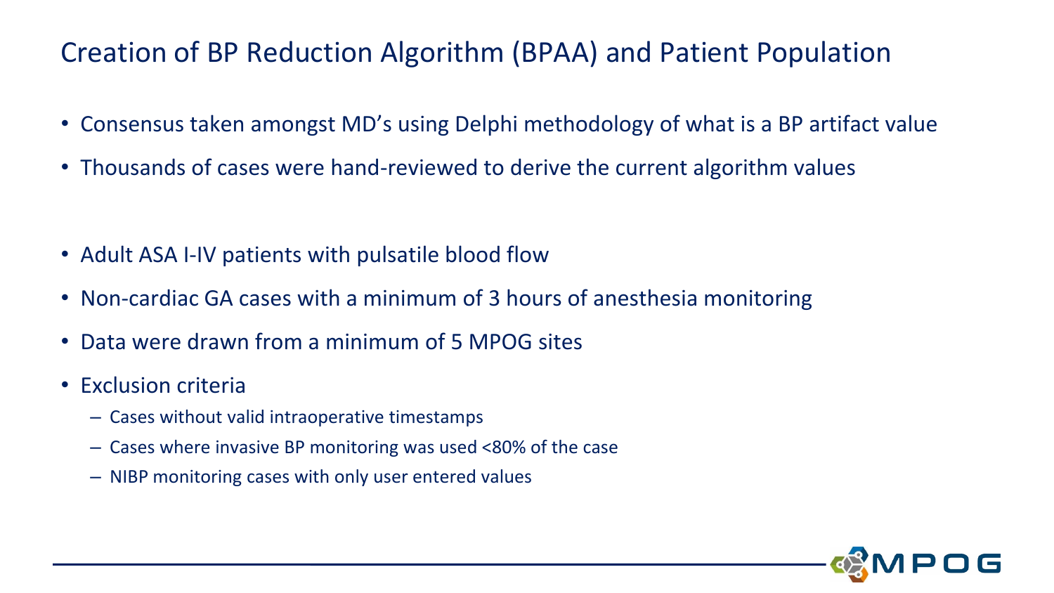# Creation of BP Reduction Algorithm (BPAA) and Patient Population

- Consensus taken amongst MD's using Delphi methodology of what is a BP artifact value
- Thousands of cases were hand-reviewed to derive the current algorithm values

- Adult ASA I-IV patients with pulsatile blood flow
- Non-cardiac GA cases with a minimum of 3 hours of anesthesia monitoring
- Data were drawn from a minimum of 5 MPOG sites
- Exclusion criteria
  - Cases without valid intraoperative timestamps
  - Cases where invasive BP monitoring was used <80% of the case
  - NIBP monitoring cases with only user entered values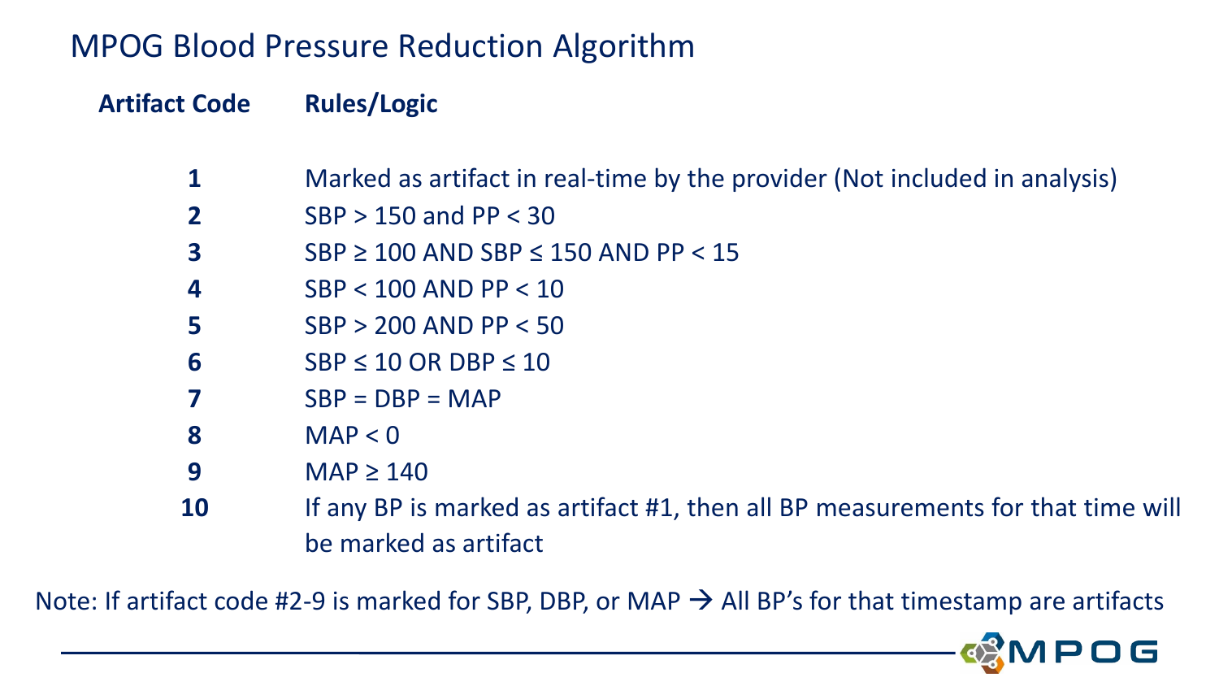# MPOG Blood Pressure Reduction Algorithm

| Artifact Code | Rules/Logic |
| --- | --- |
| 1 | Marked as artifact in real-time by the provider (Not included in analysis) |
| 2 | SBP > 150 and PP < 30 |
| 3 | SBP ≥ 100 AND SBP ≤ 150 AND PP < 15 |
| 4 | SBP < 100 AND PP < 10 |
| 5 | SBP > 200 AND PP < 50 |
| 6 | SBP ≤ 10 OR DBP ≤ 10 |
| 7 | SBP = DBP = MAP |
| 8 | MAP < 0 |
| 9 | MAP ≥ 140 |
| 10 | If any BP is marked as artifact #1, then all BP measurements for that time will be marked as artifact |

Note: If artifact code #2-9 is marked for SBP, DBP, or MAP → All BP's for that timestamp are artifacts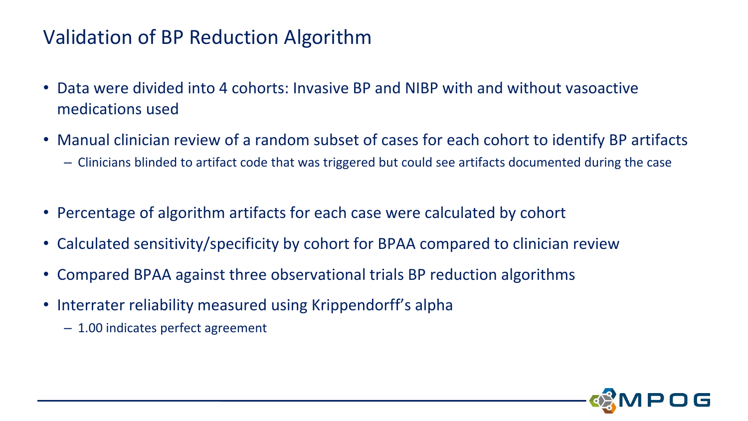# Validation of BP Reduction Algorithm

- Data were divided into 4 cohorts: Invasive BP and NIBP with and without vasoactive medications used
- Manual clinician review of a random subset of cases for each cohort to identify BP artifacts
  - Clinicians blinded to artifact code that was triggered but could see artifacts documented during the case
- Percentage of algorithm artifacts for each case were calculated by cohort
- Calculated sensitivity/specificity by cohort for BPAA compared to clinician review
- Compared BPAA against three observational trials BP reduction algorithms
- Interrater reliability measured using Krippendorff's alpha
  - 1.00 indicates perfect agreement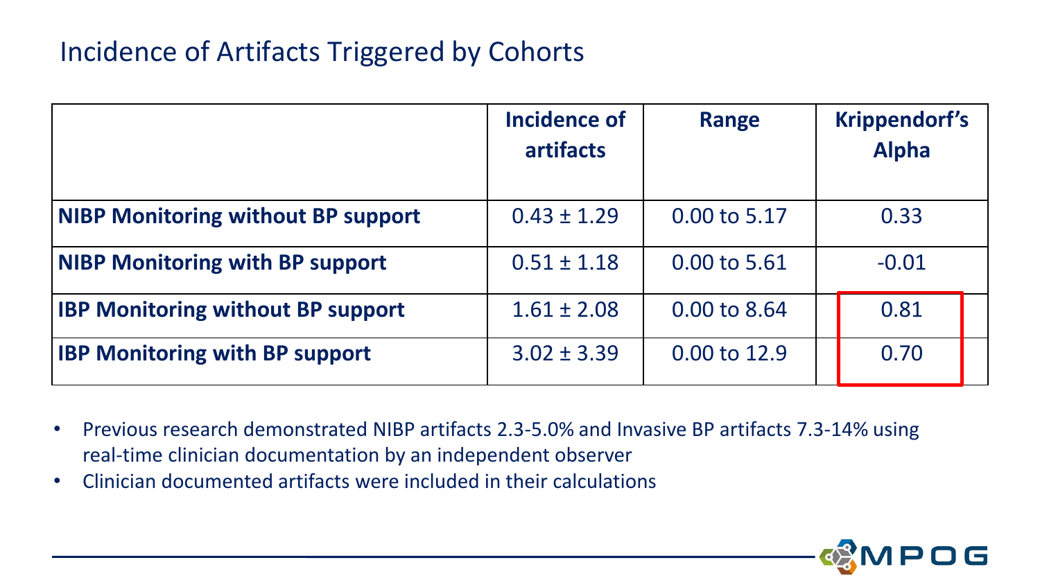## Incidence of Artifacts Triggered by Cohorts

| | Incidence of artifacts | Range | Krippendorf's Alpha |
|---|---|---|---|
| **NIBP Monitoring without BP support** | 0.43 ± 1.29 | 0.00 to 5.17 | 0.33 |
| **NIBP Monitoring with BP support** | 0.51 ± 1.18 | 0.00 to 5.61 | -0.01 |
| **IBP Monitoring without BP support** | 1.61 ± 2.08 | 0.00 to 8.64 | 0.81 |
| **IBP Monitoring with BP support** | 3.02 ± 3.39 | 0.00 to 12.9 | 0.70 |

- Previous research demonstrated NIBP artifacts 2.3-5.0% and Invasive BP artifacts 7.3-14% using real-time clinician documentation by an independent observer
- Clinician documented artifacts were included in their calculations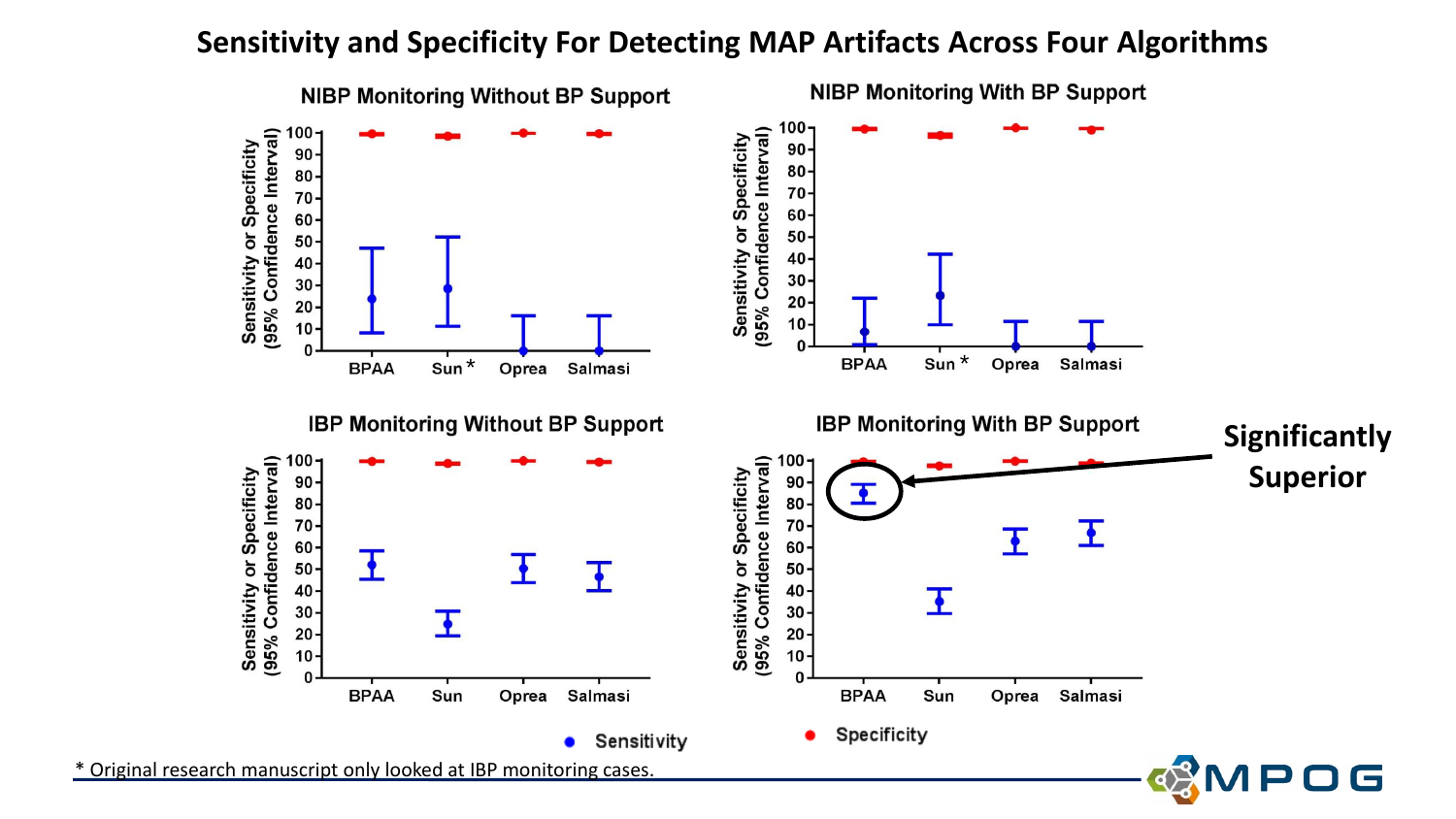# Sensitivity and Specificity For Detecting MAP Artifacts Across Four Algorithms

## NIBP Monitoring Without BP Support

Sensitivity or Specificity (95% Confidence Interval)

BPAA | Sun * | Oprea | Salmasi

## NIBP Monitoring With BP Support

Sensitivity or Specificity (95% Confidence Interval)

BPAA | Sun * | Oprea | Salmasi

## IBP Monitoring Without BP Support

Sensitivity or Specificity (95% Confidence Interval)

BPAA | Sun | Oprea | Salmasi

## IBP Monitoring With BP Support

Sensitivity or Specificity (95% Confidence Interval)

BPAA | Sun | Oprea | Salmasi

**Significantly Superior**

● Sensitivity ● Specificity

\* Original research manuscript only looked at IBP monitoring cases.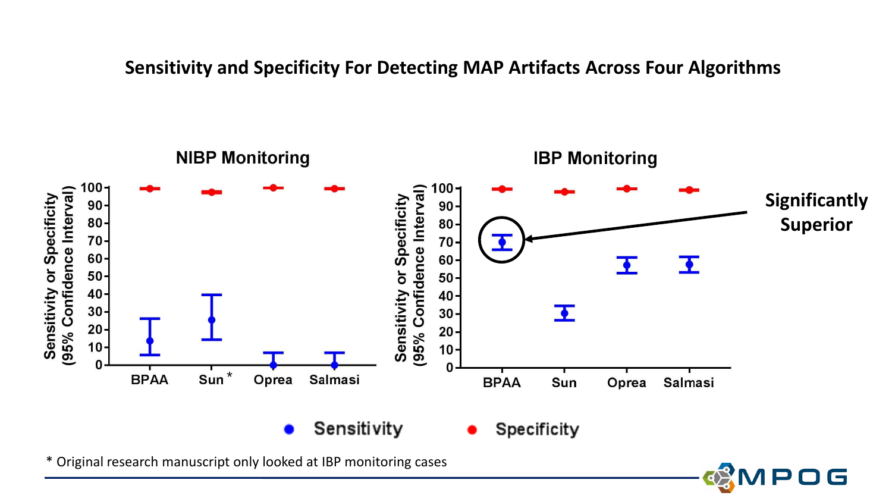# Sensitivity and Specificity For Detecting MAP Artifacts Across Four Algorithms

### NIBP Monitoring

Sensitivity or Specificity (95% Confidence Interval)

BPAA | Sun * | Oprea | Salmasi

### IBP Monitoring

Sensitivity or Specificity (95% Confidence Interval)

BPAA | Sun | Oprea | Salmasi

**Significantly Superior**

● Sensitivity ● Specificity

\* Original research manuscript only looked at IBP monitoring cases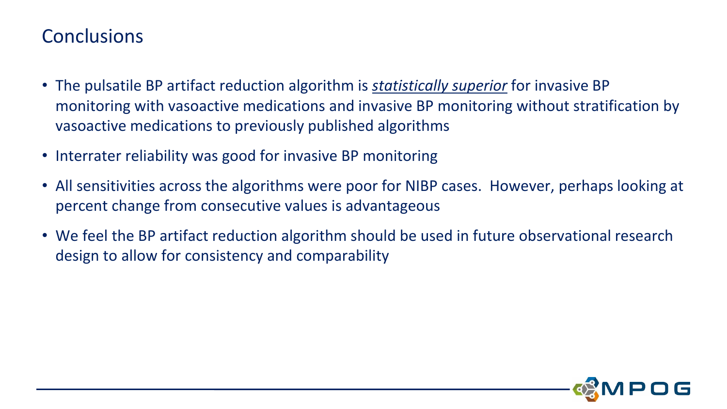# Conclusions

- The pulsatile BP artifact reduction algorithm is ***statistically superior*** for invasive BP monitoring with vasoactive medications and invasive BP monitoring without stratification by vasoactive medications to previously published algorithms
- Interrater reliability was good for invasive BP monitoring
- All sensitivities across the algorithms were poor for NIBP cases. However, perhaps looking at percent change from consecutive values is advantageous
- We feel the BP artifact reduction algorithm should be used in future observational research design to allow for consistency and comparability